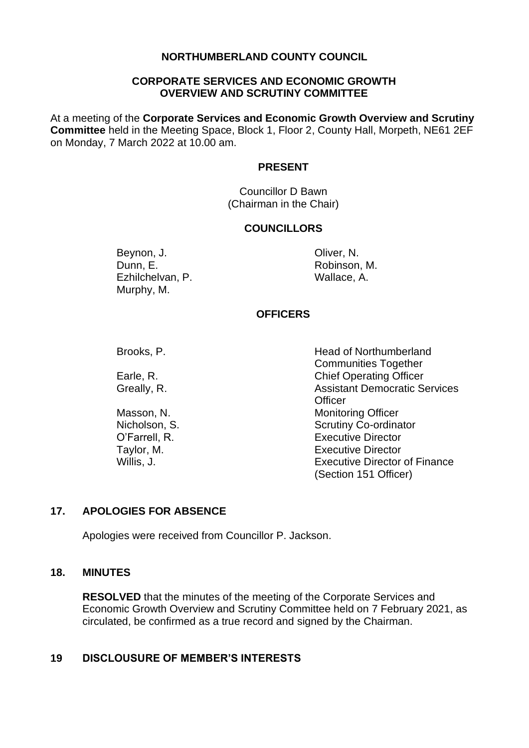# NORTHUMBERLAND COUNTY COUNCIL

## CORPORATE SERVICES AND ECONOMIC GROWTH OVERVIEW AND SCRUTINY COMMITTEE

At a meeting of the **Corporate Services and Economic Growth Overview and Scrutiny Committee** held in the Meeting Space, Block 1, Floor 2, County Hall, Morpeth, NE61 2EF on Monday, 7 March 2022 at 10.00 am.

### PRESENT

Councillor D Bawn
(Chairman in the Chair)

### COUNCILLORS

Beynon, J.
Dunn, E.
Ezhilchelvan, P.
Murphy, M.
Oliver, N.
Robinson, M.
Wallace, A.

### OFFICERS

| | |
|---|---|
| Brooks, P. | Head of Northumberland Communities Together |
| Earle, R. | Chief Operating Officer |
| Greally, R. | Assistant Democratic Services Officer |
| Masson, N. | Monitoring Officer |
| Nicholson, S. | Scrutiny Co-ordinator |
| O'Farrell, R. | Executive Director |
| Taylor, M. | Executive Director |
| Willis, J. | Executive Director of Finance (Section 151 Officer) |

### 17. APOLOGIES FOR ABSENCE

Apologies were received from Councillor P. Jackson.

### 18. MINUTES

**RESOLVED** that the minutes of the meeting of the Corporate Services and Economic Growth Overview and Scrutiny Committee held on 7 February 2021, as circulated, be confirmed as a true record and signed by the Chairman.

### 19 DISCLOUSURE OF MEMBER'S INTERESTS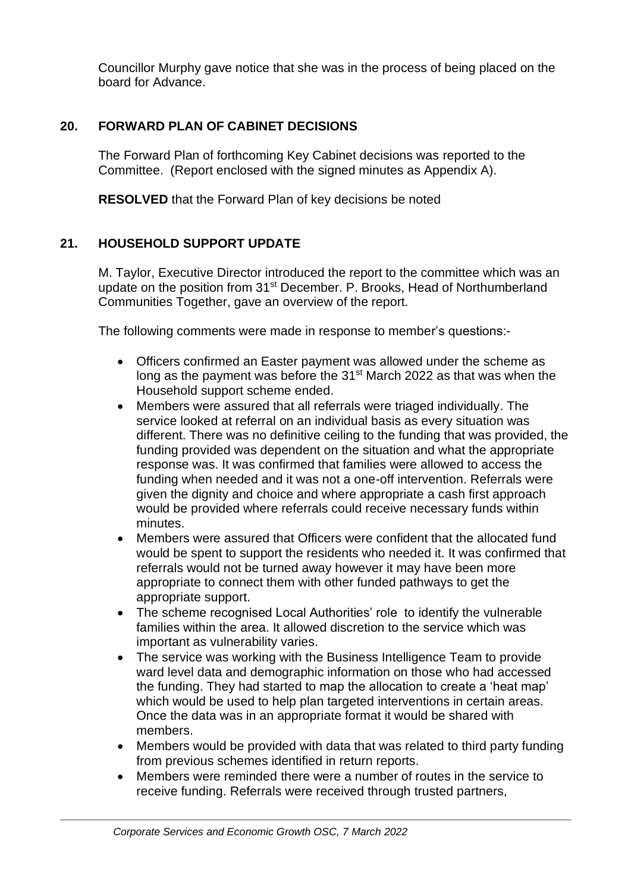Councillor Murphy gave notice that she was in the process of being placed on the board for Advance.

## 20. FORWARD PLAN OF CABINET DECISIONS

The Forward Plan of forthcoming Key Cabinet decisions was reported to the Committee. (Report enclosed with the signed minutes as Appendix A).

**RESOLVED** that the Forward Plan of key decisions be noted

## 21. HOUSEHOLD SUPPORT UPDATE

M. Taylor, Executive Director introduced the report to the committee which was an update on the position from 31st December. P. Brooks, Head of Northumberland Communities Together, gave an overview of the report.

The following comments were made in response to member's questions:-

- Officers confirmed an Easter payment was allowed under the scheme as long as the payment was before the 31st March 2022 as that was when the Household support scheme ended.
- Members were assured that all referrals were triaged individually. The service looked at referral on an individual basis as every situation was different. There was no definitive ceiling to the funding that was provided, the funding provided was dependent on the situation and what the appropriate response was. It was confirmed that families were allowed to access the funding when needed and it was not a one-off intervention. Referrals were given the dignity and choice and where appropriate a cash first approach would be provided where referrals could receive necessary funds within minutes.
- Members were assured that Officers were confident that the allocated fund would be spent to support the residents who needed it. It was confirmed that referrals would not be turned away however it may have been more appropriate to connect them with other funded pathways to get the appropriate support.
- The scheme recognised Local Authorities' role to identify the vulnerable families within the area. It allowed discretion to the service which was important as vulnerability varies.
- The service was working with the Business Intelligence Team to provide ward level data and demographic information on those who had accessed the funding. They had started to map the allocation to create a 'heat map' which would be used to help plan targeted interventions in certain areas. Once the data was in an appropriate format it would be shared with members.
- Members would be provided with data that was related to third party funding from previous schemes identified in return reports.
- Members were reminded there were a number of routes in the service to receive funding. Referrals were received through trusted partners,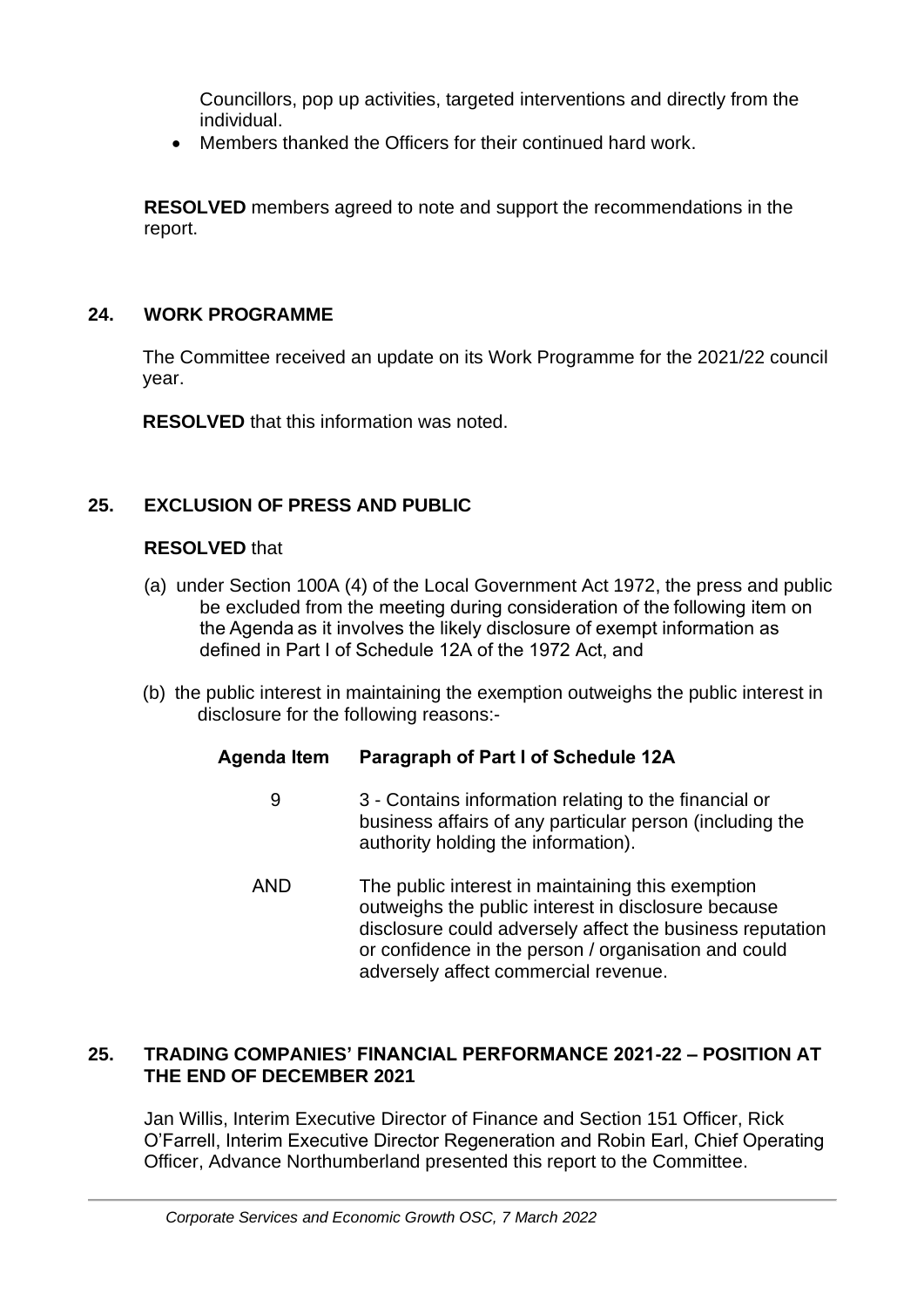Councillors, pop up activities, targeted interventions and directly from the individual.

- Members thanked the Officers for their continued hard work.

**RESOLVED** members agreed to note and support the recommendations in the report.

## 24. WORK PROGRAMME

The Committee received an update on its Work Programme for the 2021/22 council year.

**RESOLVED** that this information was noted.

## 25. EXCLUSION OF PRESS AND PUBLIC

**RESOLVED** that

(a) under Section 100A (4) of the Local Government Act 1972, the press and public be excluded from the meeting during consideration of the following item on the Agenda as it involves the likely disclosure of exempt information as defined in Part I of Schedule 12A of the 1972 Act, and

(b) the public interest in maintaining the exemption outweighs the public interest in disclosure for the following reasons:-

| Agenda Item | Paragraph of Part I of Schedule 12A |
|---|---|
| 9 | 3 - Contains information relating to the financial or business affairs of any particular person (including the authority holding the information). |
| AND | The public interest in maintaining this exemption outweighs the public interest in disclosure because disclosure could adversely affect the business reputation or confidence in the person / organisation and could adversely affect commercial revenue. |

## 25. TRADING COMPANIES' FINANCIAL PERFORMANCE 2021-22 – POSITION AT THE END OF DECEMBER 2021

Jan Willis, Interim Executive Director of Finance and Section 151 Officer, Rick O'Farrell, Interim Executive Director Regeneration and Robin Earl, Chief Operating Officer, Advance Northumberland presented this report to the Committee.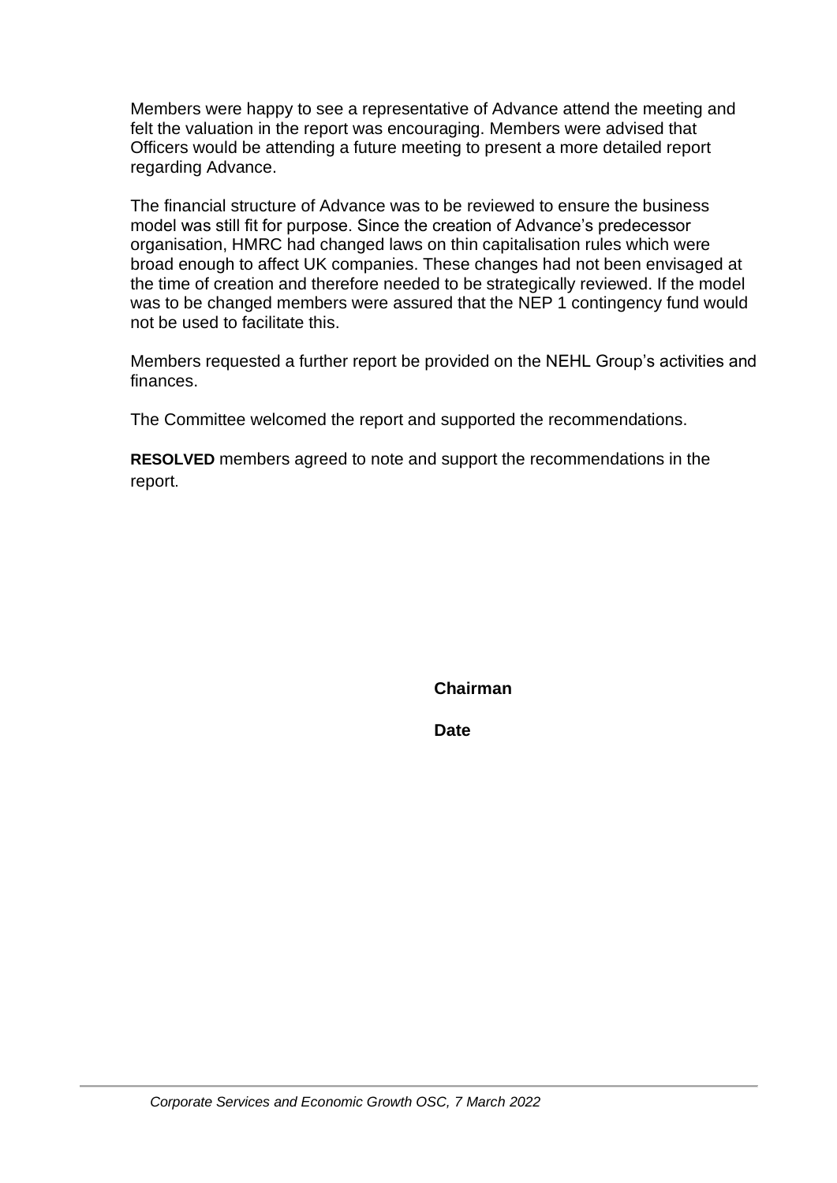Members were happy to see a representative of Advance attend the meeting and felt the valuation in the report was encouraging. Members were advised that Officers would be attending a future meeting to present a more detailed report regarding Advance.

The financial structure of Advance was to be reviewed to ensure the business model was still fit for purpose. Since the creation of Advance's predecessor organisation, HMRC had changed laws on thin capitalisation rules which were broad enough to affect UK companies. These changes had not been envisaged at the time of creation and therefore needed to be strategically reviewed. If the model was to be changed members were assured that the NEP 1 contingency fund would not be used to facilitate this.

Members requested a further report be provided on the NEHL Group's activities and finances.

The Committee welcomed the report and supported the recommendations.

**RESOLVED** members agreed to note and support the recommendations in the report.

**Chairman**

**Date**